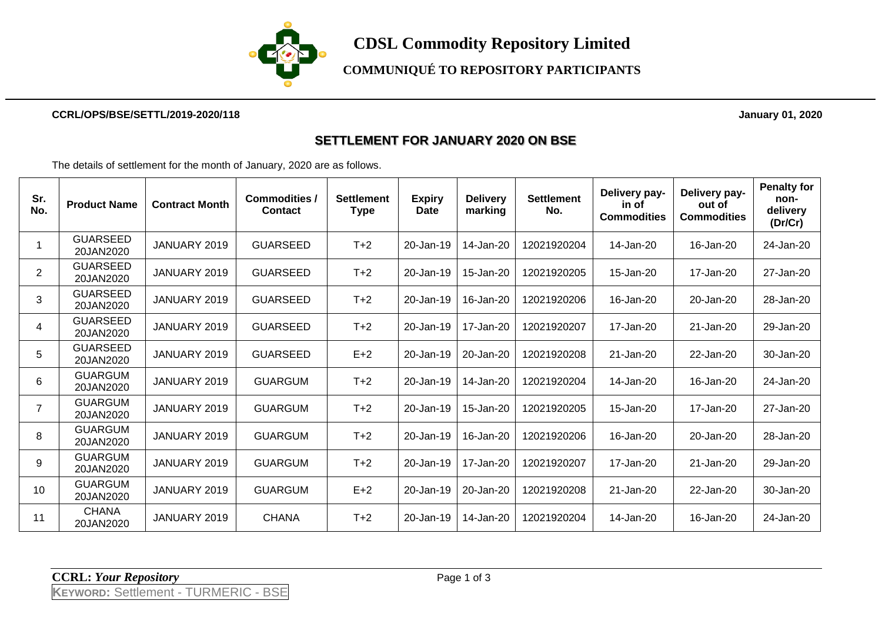# CDSL Commodity Repository Limited

## COMMUNIQUÉ TO REPOSITORY PARTICIPANTS

**CCRL/OPS/BSE/SETTL/2019-2020/118** **January 01, 2020**

### SETTLEMENT FOR JANUARY 2020 ON BSE

The details of settlement for the month of January, 2020 are as follows.

| Sr. No. | Product Name | Contract Month | Commodities / Contact | Settlement Type | Expiry Date | Delivery marking | Settlement No. | Delivery pay-in of Commodities | Delivery pay-out of Commodities | Penalty for non-delivery (Dr/Cr) |
|---|---|---|---|---|---|---|---|---|---|---|
| 1 | GUARSEED 20JAN2020 | JANUARY 2019 | GUARSEED | T+2 | 20-Jan-19 | 14-Jan-20 | 12021920204 | 14-Jan-20 | 16-Jan-20 | 24-Jan-20 |
| 2 | GUARSEED 20JAN2020 | JANUARY 2019 | GUARSEED | T+2 | 20-Jan-19 | 15-Jan-20 | 12021920205 | 15-Jan-20 | 17-Jan-20 | 27-Jan-20 |
| 3 | GUARSEED 20JAN2020 | JANUARY 2019 | GUARSEED | T+2 | 20-Jan-19 | 16-Jan-20 | 12021920206 | 16-Jan-20 | 20-Jan-20 | 28-Jan-20 |
| 4 | GUARSEED 20JAN2020 | JANUARY 2019 | GUARSEED | T+2 | 20-Jan-19 | 17-Jan-20 | 12021920207 | 17-Jan-20 | 21-Jan-20 | 29-Jan-20 |
| 5 | GUARSEED 20JAN2020 | JANUARY 2019 | GUARSEED | E+2 | 20-Jan-19 | 20-Jan-20 | 12021920208 | 21-Jan-20 | 22-Jan-20 | 30-Jan-20 |
| 6 | GUARGUM 20JAN2020 | JANUARY 2019 | GUARGUM | T+2 | 20-Jan-19 | 14-Jan-20 | 12021920204 | 14-Jan-20 | 16-Jan-20 | 24-Jan-20 |
| 7 | GUARGUM 20JAN2020 | JANUARY 2019 | GUARGUM | T+2 | 20-Jan-19 | 15-Jan-20 | 12021920205 | 15-Jan-20 | 17-Jan-20 | 27-Jan-20 |
| 8 | GUARGUM 20JAN2020 | JANUARY 2019 | GUARGUM | T+2 | 20-Jan-19 | 16-Jan-20 | 12021920206 | 16-Jan-20 | 20-Jan-20 | 28-Jan-20 |
| 9 | GUARGUM 20JAN2020 | JANUARY 2019 | GUARGUM | T+2 | 20-Jan-19 | 17-Jan-20 | 12021920207 | 17-Jan-20 | 21-Jan-20 | 29-Jan-20 |
| 10 | GUARGUM 20JAN2020 | JANUARY 2019 | GUARGUM | E+2 | 20-Jan-19 | 20-Jan-20 | 12021920208 | 21-Jan-20 | 22-Jan-20 | 30-Jan-20 |
| 11 | CHANA 20JAN2020 | JANUARY 2019 | CHANA | T+2 | 20-Jan-19 | 14-Jan-20 | 12021920204 | 14-Jan-20 | 16-Jan-20 | 24-Jan-20 |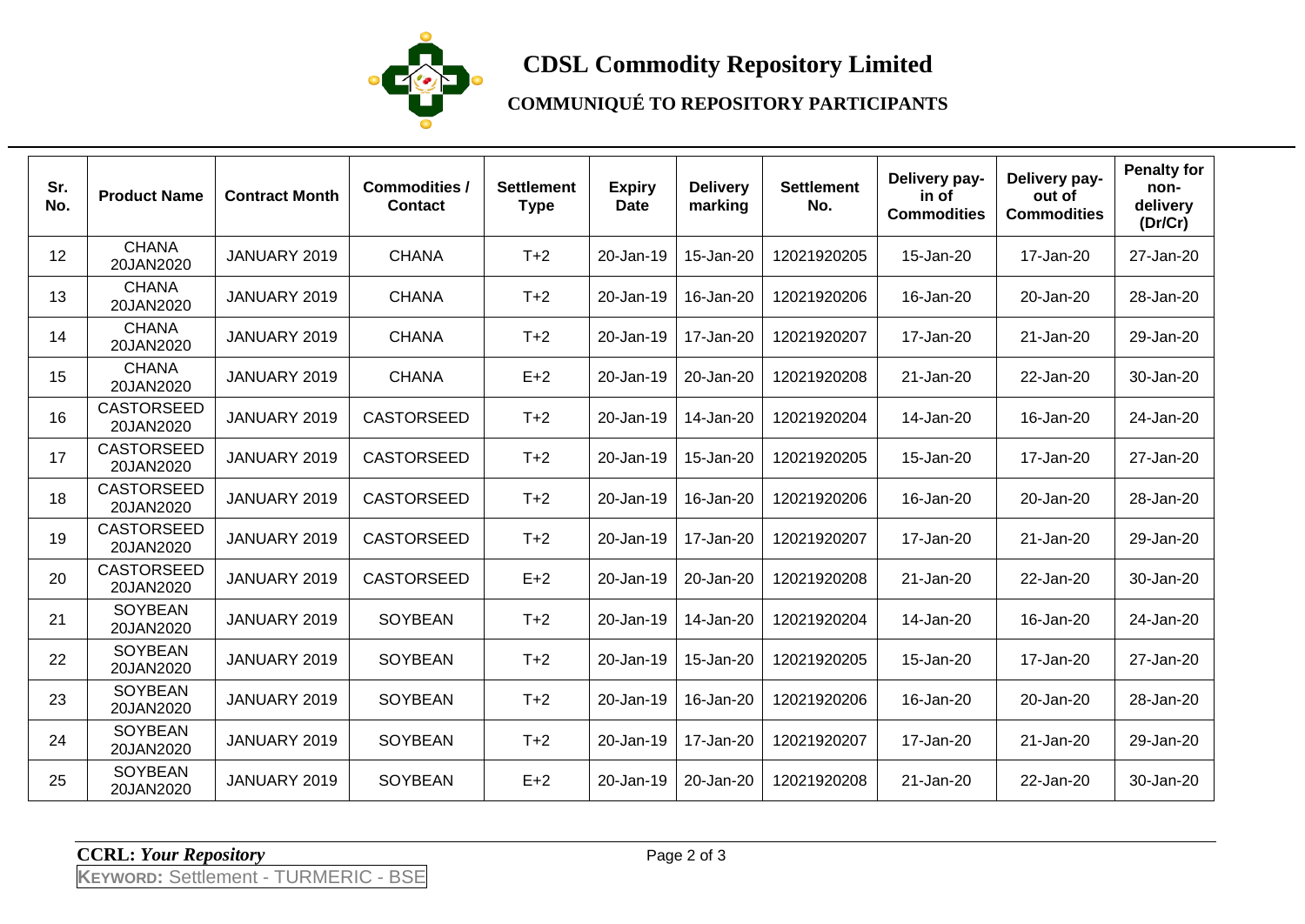# CDSL Commodity Repository Limited

## COMMUNIQUÉ TO REPOSITORY PARTICIPANTS

| Sr. No. | Product Name | Contract Month | Commodities / Contact | Settlement Type | Expiry Date | Delivery marking | Settlement No. | Delivery pay-in of Commodities | Delivery pay-out of Commodities | Penalty for non-delivery (Dr/Cr) |
|---|---|---|---|---|---|---|---|---|---|---|
| 12 | CHANA 20JAN2020 | JANUARY 2019 | CHANA | T+2 | 20-Jan-19 | 15-Jan-20 | 12021920205 | 15-Jan-20 | 17-Jan-20 | 27-Jan-20 |
| 13 | CHANA 20JAN2020 | JANUARY 2019 | CHANA | T+2 | 20-Jan-19 | 16-Jan-20 | 12021920206 | 16-Jan-20 | 20-Jan-20 | 28-Jan-20 |
| 14 | CHANA 20JAN2020 | JANUARY 2019 | CHANA | T+2 | 20-Jan-19 | 17-Jan-20 | 12021920207 | 17-Jan-20 | 21-Jan-20 | 29-Jan-20 |
| 15 | CHANA 20JAN2020 | JANUARY 2019 | CHANA | E+2 | 20-Jan-19 | 20-Jan-20 | 12021920208 | 21-Jan-20 | 22-Jan-20 | 30-Jan-20 |
| 16 | CASTORSEED 20JAN2020 | JANUARY 2019 | CASTORSEED | T+2 | 20-Jan-19 | 14-Jan-20 | 12021920204 | 14-Jan-20 | 16-Jan-20 | 24-Jan-20 |
| 17 | CASTORSEED 20JAN2020 | JANUARY 2019 | CASTORSEED | T+2 | 20-Jan-19 | 15-Jan-20 | 12021920205 | 15-Jan-20 | 17-Jan-20 | 27-Jan-20 |
| 18 | CASTORSEED 20JAN2020 | JANUARY 2019 | CASTORSEED | T+2 | 20-Jan-19 | 16-Jan-20 | 12021920206 | 16-Jan-20 | 20-Jan-20 | 28-Jan-20 |
| 19 | CASTORSEED 20JAN2020 | JANUARY 2019 | CASTORSEED | T+2 | 20-Jan-19 | 17-Jan-20 | 12021920207 | 17-Jan-20 | 21-Jan-20 | 29-Jan-20 |
| 20 | CASTORSEED 20JAN2020 | JANUARY 2019 | CASTORSEED | E+2 | 20-Jan-19 | 20-Jan-20 | 12021920208 | 21-Jan-20 | 22-Jan-20 | 30-Jan-20 |
| 21 | SOYBEAN 20JAN2020 | JANUARY 2019 | SOYBEAN | T+2 | 20-Jan-19 | 14-Jan-20 | 12021920204 | 14-Jan-20 | 16-Jan-20 | 24-Jan-20 |
| 22 | SOYBEAN 20JAN2020 | JANUARY 2019 | SOYBEAN | T+2 | 20-Jan-19 | 15-Jan-20 | 12021920205 | 15-Jan-20 | 17-Jan-20 | 27-Jan-20 |
| 23 | SOYBEAN 20JAN2020 | JANUARY 2019 | SOYBEAN | T+2 | 20-Jan-19 | 16-Jan-20 | 12021920206 | 16-Jan-20 | 20-Jan-20 | 28-Jan-20 |
| 24 | SOYBEAN 20JAN2020 | JANUARY 2019 | SOYBEAN | T+2 | 20-Jan-19 | 17-Jan-20 | 12021920207 | 17-Jan-20 | 21-Jan-20 | 29-Jan-20 |
| 25 | SOYBEAN 20JAN2020 | JANUARY 2019 | SOYBEAN | E+2 | 20-Jan-19 | 20-Jan-20 | 12021920208 | 21-Jan-20 | 22-Jan-20 | 30-Jan-20 |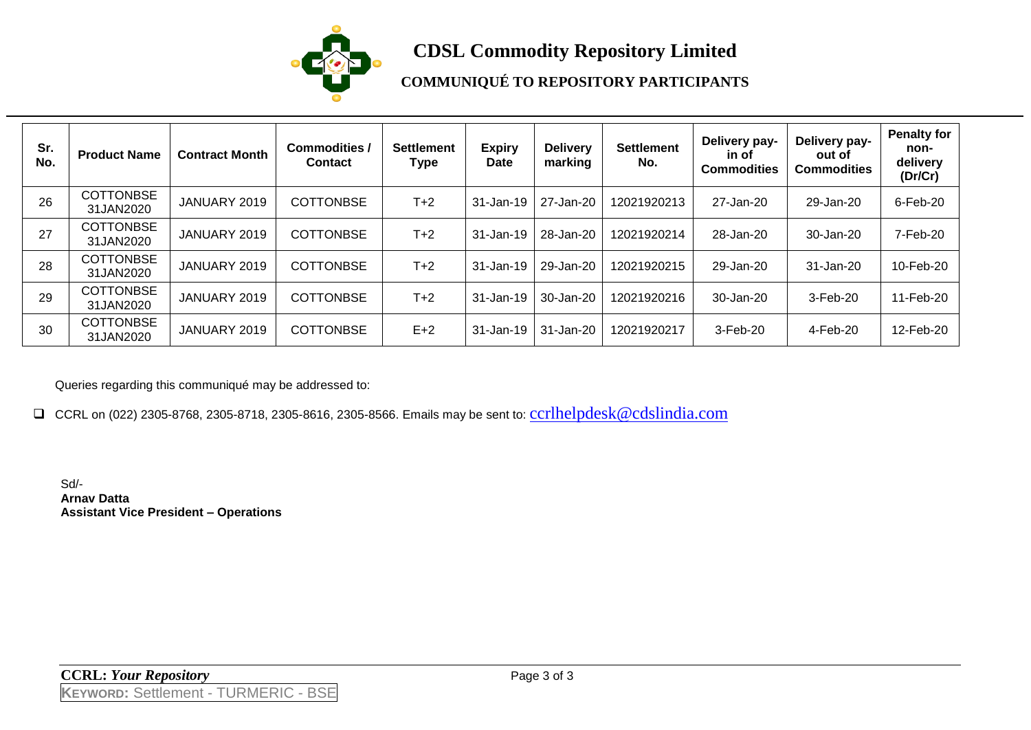# CDSL Commodity Repository Limited

## COMMUNIQUÉ TO REPOSITORY PARTICIPANTS

| Sr. No. | Product Name | Contract Month | Commodities / Contact | Settlement Type | Expiry Date | Delivery marking | Settlement No. | Delivery pay-in of Commodities | Delivery pay-out of Commodities | Penalty for non-delivery (Dr/Cr) |
|---|---|---|---|---|---|---|---|---|---|---|
| 26 | COTTONBSE 31JAN2020 | JANUARY 2019 | COTTONBSE | T+2 | 31-Jan-19 | 27-Jan-20 | 12021920213 | 27-Jan-20 | 29-Jan-20 | 6-Feb-20 |
| 27 | COTTONBSE 31JAN2020 | JANUARY 2019 | COTTONBSE | T+2 | 31-Jan-19 | 28-Jan-20 | 12021920214 | 28-Jan-20 | 30-Jan-20 | 7-Feb-20 |
| 28 | COTTONBSE 31JAN2020 | JANUARY 2019 | COTTONBSE | T+2 | 31-Jan-19 | 29-Jan-20 | 12021920215 | 29-Jan-20 | 31-Jan-20 | 10-Feb-20 |
| 29 | COTTONBSE 31JAN2020 | JANUARY 2019 | COTTONBSE | T+2 | 31-Jan-19 | 30-Jan-20 | 12021920216 | 30-Jan-20 | 3-Feb-20 | 11-Feb-20 |
| 30 | COTTONBSE 31JAN2020 | JANUARY 2019 | COTTONBSE | E+2 | 31-Jan-19 | 31-Jan-20 | 12021920217 | 3-Feb-20 | 4-Feb-20 | 12-Feb-20 |

Queries regarding this communiqué may be addressed to:

- CCRL on (022) 2305-8768, 2305-8718, 2305-8616, 2305-8566. Emails may be sent to: ccrlhelpdesk@cdslindia.com

Sd/-
**Arnav Datta**
**Assistant Vice President – Operations**

**CCRL:** ***Your Repository***

**KEYWORD:** Settlement - TURMERIC - BSE